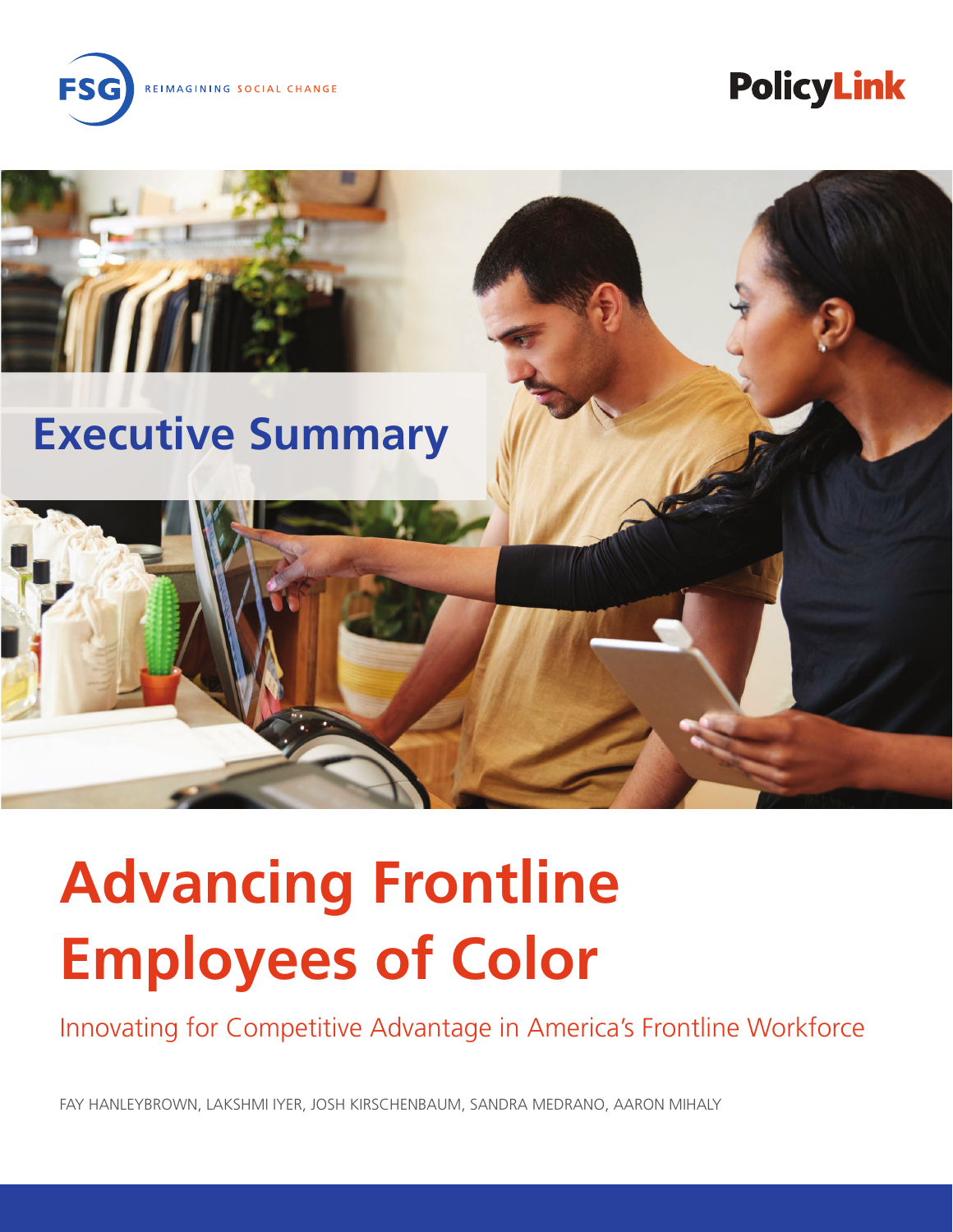FSG REIMAGINING SOCIAL CHANGE

PolicyLink

## Executive Summary

# Advancing Frontline Employees of Color

Innovating for Competitive Advantage in America's Frontline Workforce

FAY HANLEYBROWN, LAKSHMI IYER, JOSH KIRSCHENBAUM, SANDRA MEDRANO, AARON MIHALY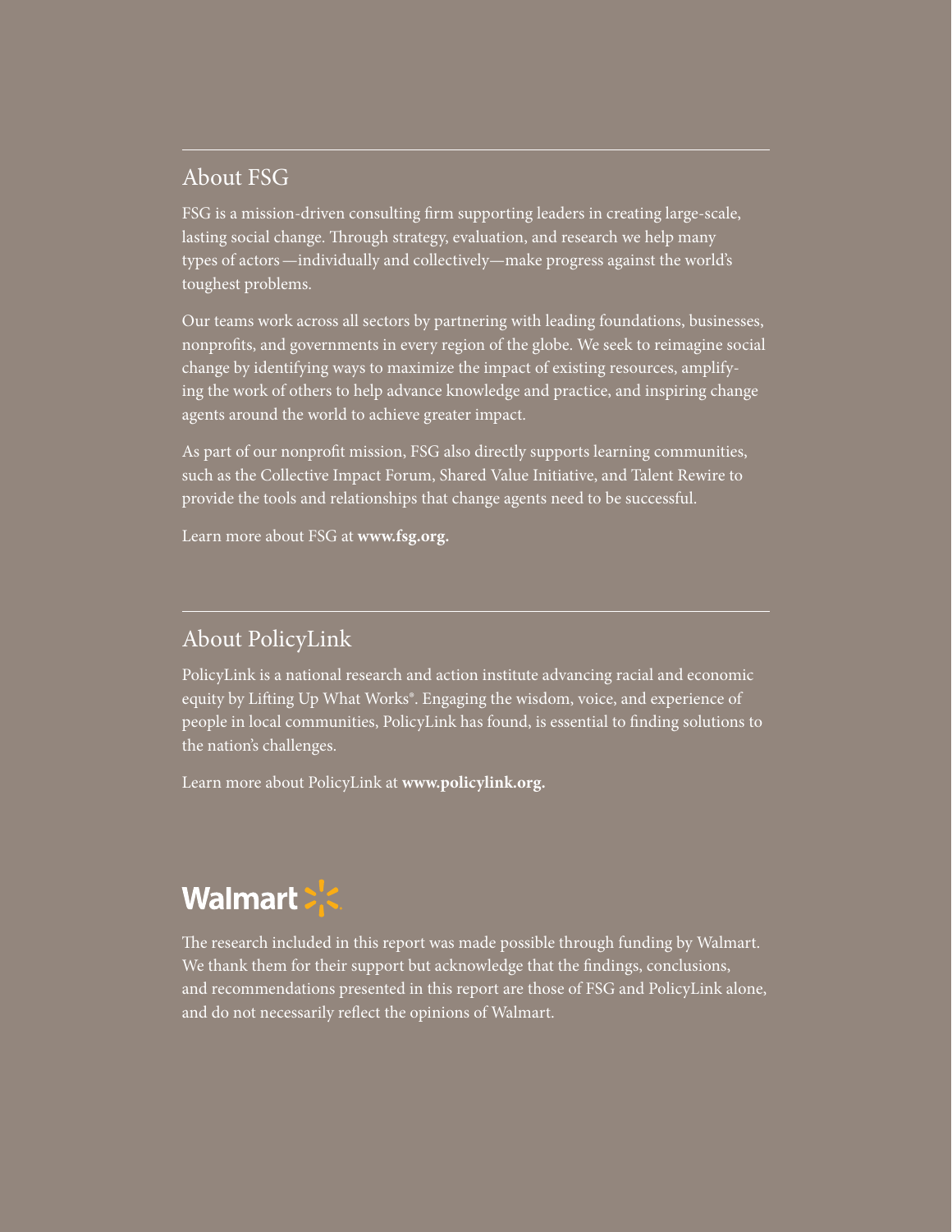## About FSG

FSG is a mission-driven consulting firm supporting leaders in creating large-scale, lasting social change. Through strategy, evaluation, and research we help many types of actors—individually and collectively—make progress against the world's toughest problems.

Our teams work across all sectors by partnering with leading foundations, businesses, nonprofits, and governments in every region of the globe. We seek to reimagine social change by identifying ways to maximize the impact of existing resources, amplifying the work of others to help advance knowledge and practice, and inspiring change agents around the world to achieve greater impact.

As part of our nonprofit mission, FSG also directly supports learning communities, such as the Collective Impact Forum, Shared Value Initiative, and Talent Rewire to provide the tools and relationships that change agents need to be successful.

Learn more about FSG at **www.fsg.org.**

## About PolicyLink

PolicyLink is a national research and action institute advancing racial and economic equity by Lifting Up What Works®. Engaging the wisdom, voice, and experience of people in local communities, PolicyLink has found, is essential to finding solutions to the nation's challenges.

Learn more about PolicyLink at **www.policylink.org.**

**Walmart**

The research included in this report was made possible through funding by Walmart. We thank them for their support but acknowledge that the findings, conclusions, and recommendations presented in this report are those of FSG and PolicyLink alone, and do not necessarily reflect the opinions of Walmart.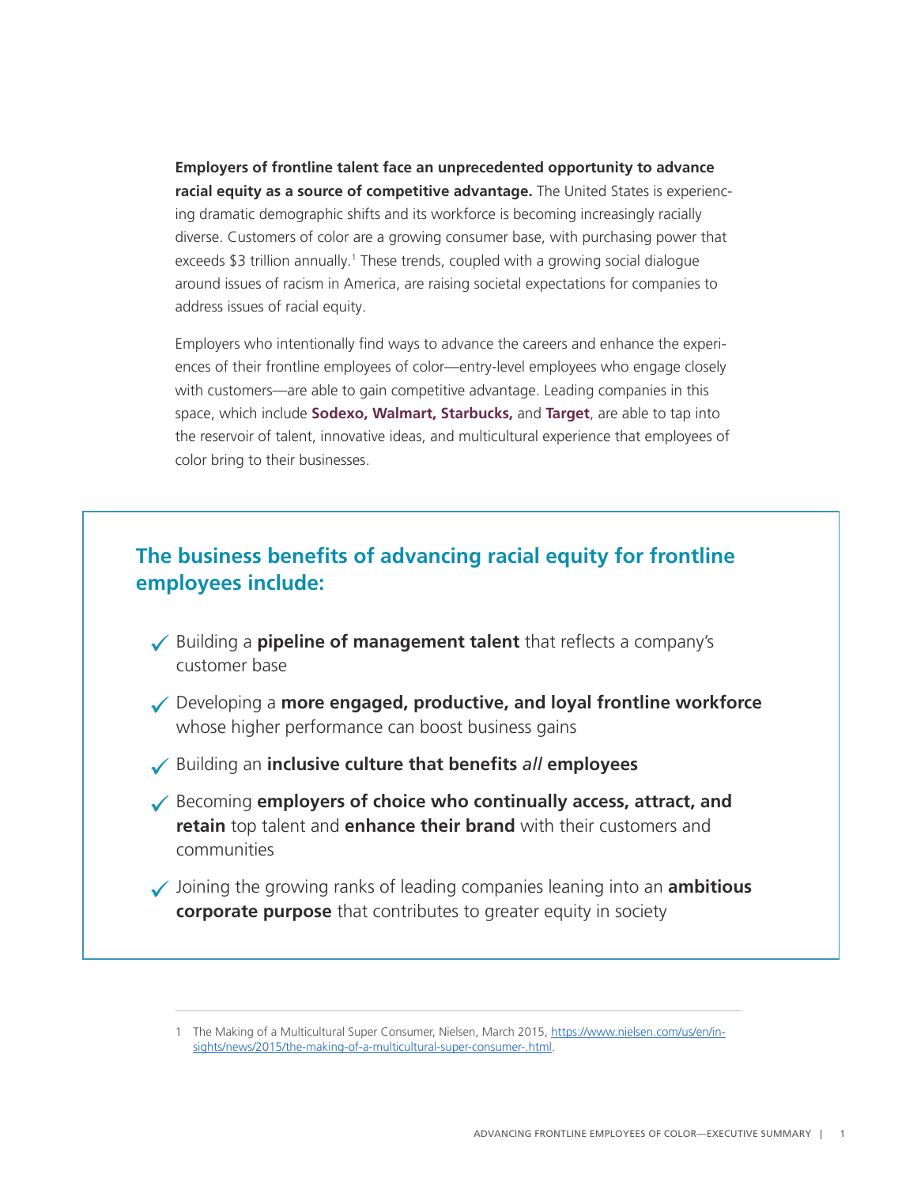**Employers of frontline talent face an unprecedented opportunity to advance racial equity as a source of competitive advantage.** The United States is experiencing dramatic demographic shifts and its workforce is becoming increasingly racially diverse. Customers of color are a growing consumer base, with purchasing power that exceeds $3 trillion annually.[1] These trends, coupled with a growing social dialogue around issues of racism in America, are raising societal expectations for companies to address issues of racial equity.

Employers who intentionally find ways to advance the careers and enhance the experiences of their frontline employees of color—entry-level employees who engage closely with customers—are able to gain competitive advantage. Leading companies in this space, which include **Sodexo, Walmart, Starbucks,** and **Target**, are able to tap into the reservoir of talent, innovative ideas, and multicultural experience that employees of color bring to their businesses.

## The business benefits of advancing racial equity for frontline employees include:

- ✓ Building a **pipeline of management talent** that reflects a company's customer base
- ✓ Developing a **more engaged, productive, and loyal frontline workforce** whose higher performance can boost business gains
- ✓ Building an **inclusive culture that benefits *all* employees**
- ✓ Becoming **employers of choice who continually access, attract, and retain** top talent and **enhance their brand** with their customers and communities
- ✓ Joining the growing ranks of leading companies leaning into an **ambitious corporate purpose** that contributes to greater equity in society

---

1 The Making of a Multicultural Super Consumer, Nielsen, March 2015, https://www.nielsen.com/us/en/insights/news/2015/the-making-of-a-multicultural-super-consumer-.html.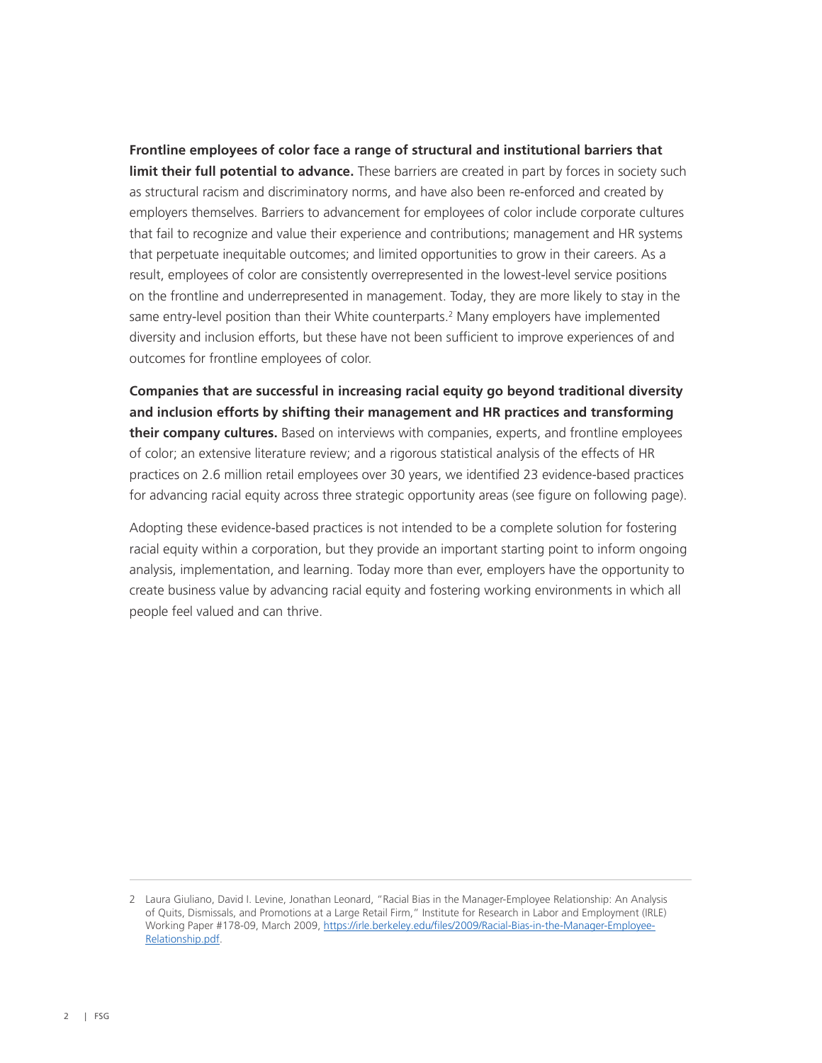**Frontline employees of color face a range of structural and institutional barriers that limit their full potential to advance.** These barriers are created in part by forces in society such as structural racism and discriminatory norms, and have also been re-enforced and created by employers themselves. Barriers to advancement for employees of color include corporate cultures that fail to recognize and value their experience and contributions; management and HR systems that perpetuate inequitable outcomes; and limited opportunities to grow in their careers. As a result, employees of color are consistently overrepresented in the lowest-level service positions on the frontline and underrepresented in management. Today, they are more likely to stay in the same entry-level position than their White counterparts.[2] Many employers have implemented diversity and inclusion efforts, but these have not been sufficient to improve experiences of and outcomes for frontline employees of color.

**Companies that are successful in increasing racial equity go beyond traditional diversity and inclusion efforts by shifting their management and HR practices and transforming their company cultures.** Based on interviews with companies, experts, and frontline employees of color; an extensive literature review; and a rigorous statistical analysis of the effects of HR practices on 2.6 million retail employees over 30 years, we identified 23 evidence-based practices for advancing racial equity across three strategic opportunity areas (see figure on following page).

Adopting these evidence-based practices is not intended to be a complete solution for fostering racial equity within a corporation, but they provide an important starting point to inform ongoing analysis, implementation, and learning. Today more than ever, employers have the opportunity to create business value by advancing racial equity and fostering working environments in which all people feel valued and can thrive.

---

2 Laura Giuliano, David I. Levine, Jonathan Leonard, "Racial Bias in the Manager-Employee Relationship: An Analysis of Quits, Dismissals, and Promotions at a Large Retail Firm," Institute for Research in Labor and Employment (IRLE) Working Paper #178-09, March 2009, https://irle.berkeley.edu/files/2009/Racial-Bias-in-the-Manager-Employee-Relationship.pdf.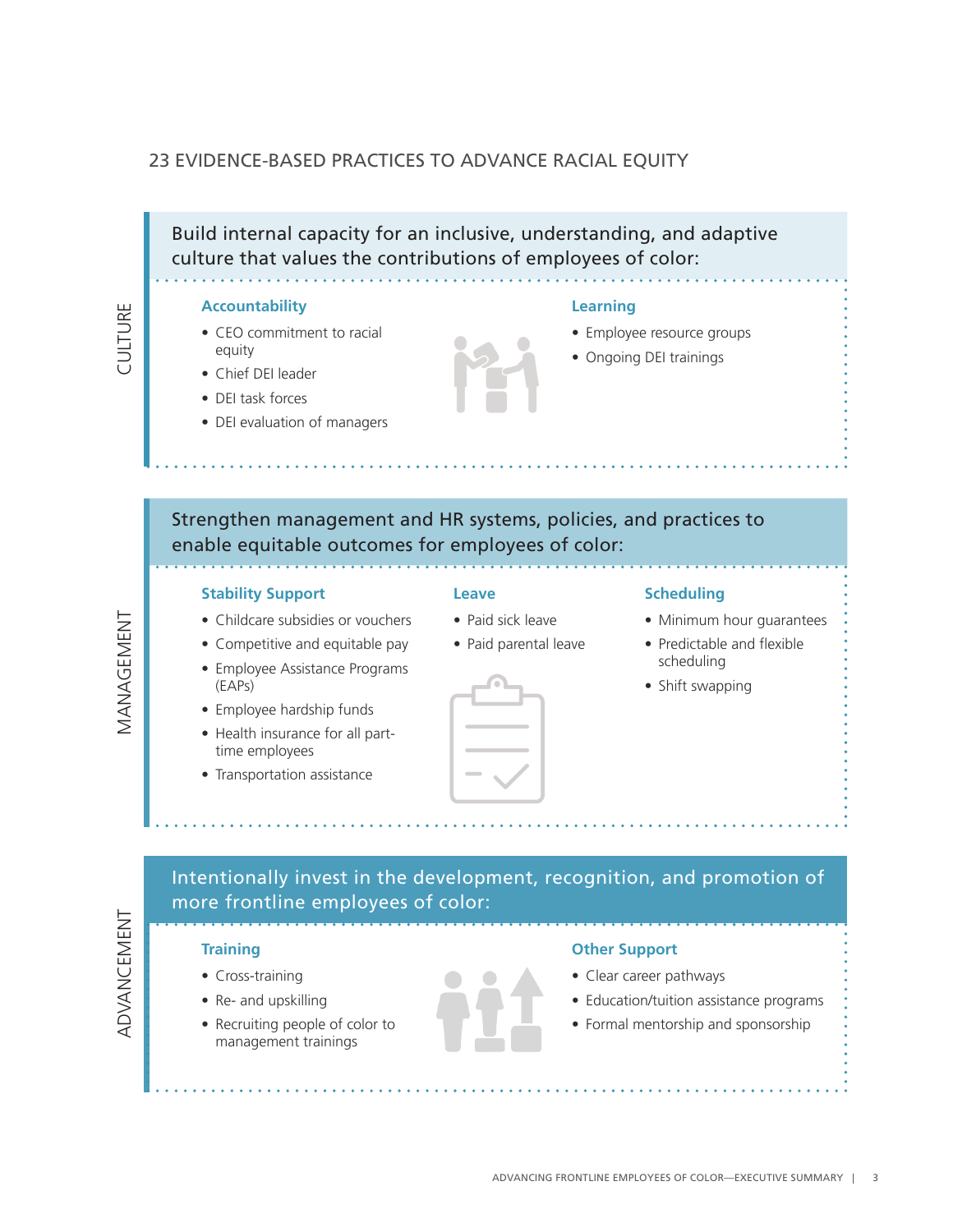## 23 EVIDENCE-BASED PRACTICES TO ADVANCE RACIAL EQUITY

### CULTURE

**Build internal capacity for an inclusive, understanding, and adaptive culture that values the contributions of employees of color:**

#### Accountability

- CEO commitment to racial equity
- Chief DEI leader
- DEI task forces
- DEI evaluation of managers

#### Learning

- Employee resource groups
- Ongoing DEI trainings

### MANAGEMENT

**Strengthen management and HR systems, policies, and practices to enable equitable outcomes for employees of color:**

#### Stability Support

- Childcare subsidies or vouchers
- Competitive and equitable pay
- Employee Assistance Programs (EAPs)
- Employee hardship funds
- Health insurance for all part-time employees
- Transportation assistance

#### Leave

- Paid sick leave
- Paid parental leave

#### Scheduling

- Minimum hour guarantees
- Predictable and flexible scheduling
- Shift swapping

### ADVANCEMENT

**Intentionally invest in the development, recognition, and promotion of more frontline employees of color:**

#### Training

- Cross-training
- Re- and upskilling
- Recruiting people of color to management trainings

#### Other Support

- Clear career pathways
- Education/tuition assistance programs
- Formal mentorship and sponsorship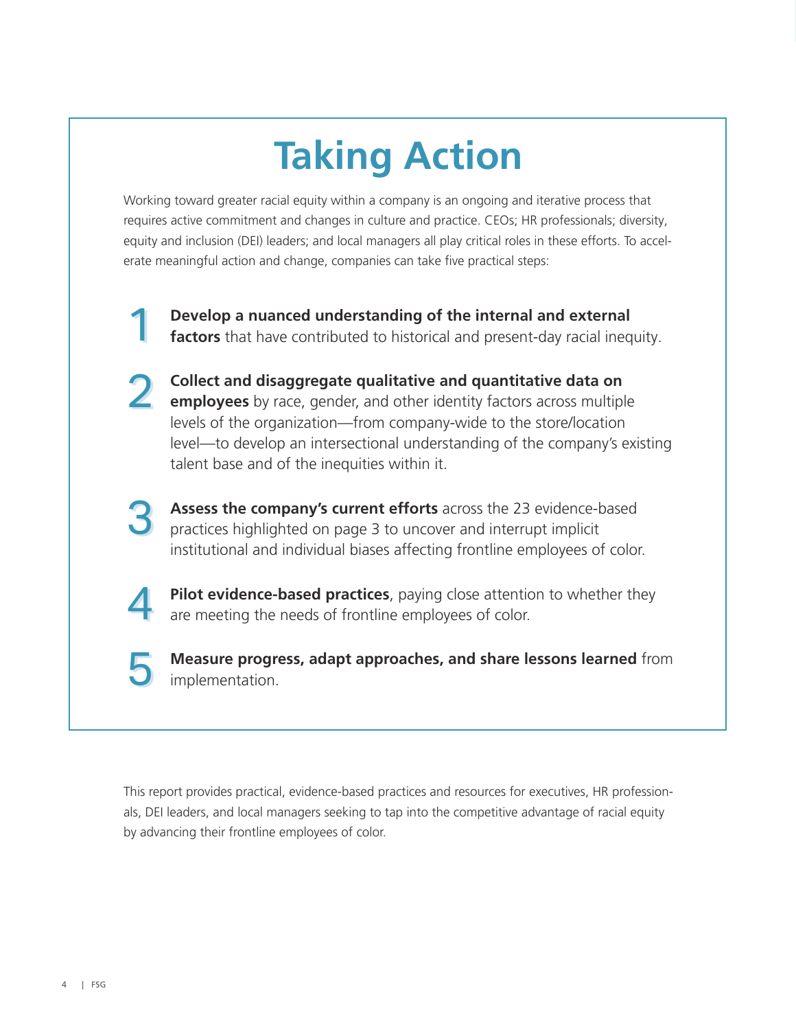# Taking Action

Working toward greater racial equity within a company is an ongoing and iterative process that requires active commitment and changes in culture and practice. CEOs; HR professionals; diversity, equity and inclusion (DEI) leaders; and local managers all play critical roles in these efforts. To accelerate meaningful action and change, companies can take five practical steps:

1. **Develop a nuanced understanding of the internal and external factors** that have contributed to historical and present-day racial inequity.
2. **Collect and disaggregate qualitative and quantitative data on employees** by race, gender, and other identity factors across multiple levels of the organization—from company-wide to the store/location level—to develop an intersectional understanding of the company's existing talent base and of the inequities within it.
3. **Assess the company's current efforts** across the 23 evidence-based practices highlighted on page 3 to uncover and interrupt implicit institutional and individual biases affecting frontline employees of color.
4. **Pilot evidence-based practices**, paying close attention to whether they are meeting the needs of frontline employees of color.
5. **Measure progress, adapt approaches, and share lessons learned** from implementation.

This report provides practical, evidence-based practices and resources for executives, HR professionals, DEI leaders, and local managers seeking to tap into the competitive advantage of racial equity by advancing their frontline employees of color.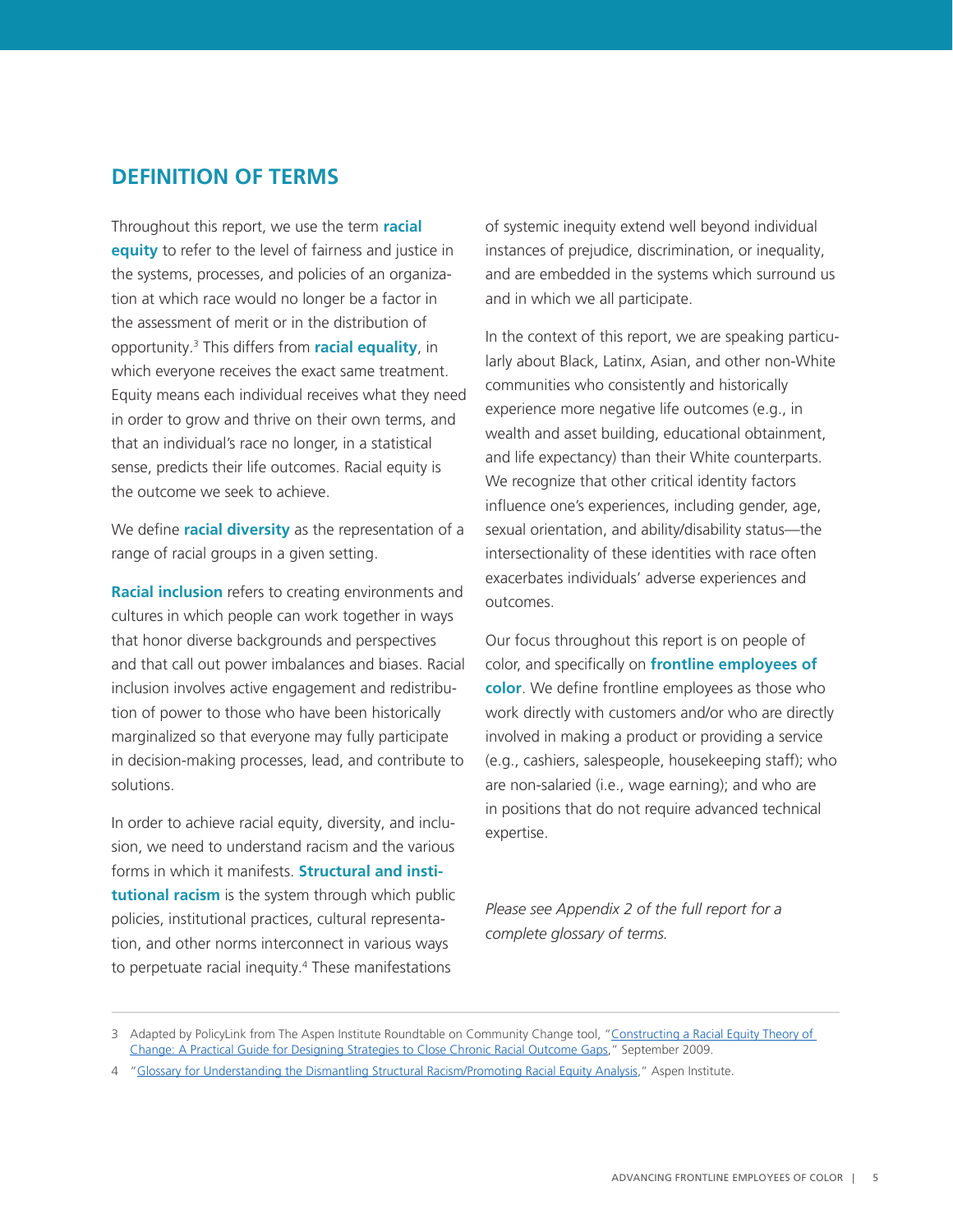## DEFINITION OF TERMS

Throughout this report, we use the term **racial equity** to refer to the level of fairness and justice in the systems, processes, and policies of an organization at which race would no longer be a factor in the assessment of merit or in the distribution of opportunity.[3] This differs from **racial equality**, in which everyone receives the exact same treatment. Equity means each individual receives what they need in order to grow and thrive on their own terms, and that an individual's race no longer, in a statistical sense, predicts their life outcomes. Racial equity is the outcome we seek to achieve.

We define **racial diversity** as the representation of a range of racial groups in a given setting.

**Racial inclusion** refers to creating environments and cultures in which people can work together in ways that honor diverse backgrounds and perspectives and that call out power imbalances and biases. Racial inclusion involves active engagement and redistribution of power to those who have been historically marginalized so that everyone may fully participate in decision-making processes, lead, and contribute to solutions.

In order to achieve racial equity, diversity, and inclusion, we need to understand racism and the various forms in which it manifests. **Structural and institutional racism** is the system through which public policies, institutional practices, cultural representation, and other norms interconnect in various ways to perpetuate racial inequity.[4] These manifestations of systemic inequity extend well beyond individual instances of prejudice, discrimination, or inequality, and are embedded in the systems which surround us and in which we all participate.

In the context of this report, we are speaking particularly about Black, Latinx, Asian, and other non-White communities who consistently and historically experience more negative life outcomes (e.g., in wealth and asset building, educational obtainment, and life expectancy) than their White counterparts. We recognize that other critical identity factors influence one's experiences, including gender, age, sexual orientation, and ability/disability status—the intersectionality of these identities with race often exacerbates individuals' adverse experiences and outcomes.

Our focus throughout this report is on people of color, and specifically on **frontline employees of color**. We define frontline employees as those who work directly with customers and/or who are directly involved in making a product or providing a service (e.g., cashiers, salespeople, housekeeping staff); who are non-salaried (i.e., wage earning); and who are in positions that do not require advanced technical expertise.

*Please see Appendix 2 of the full report for a complete glossary of terms.*

---

3 Adapted by PolicyLink from The Aspen Institute Roundtable on Community Change tool, "Constructing a Racial Equity Theory of Change: A Practical Guide for Designing Strategies to Close Chronic Racial Outcome Gaps," September 2009.

4 "Glossary for Understanding the Dismantling Structural Racism/Promoting Racial Equity Analysis," Aspen Institute.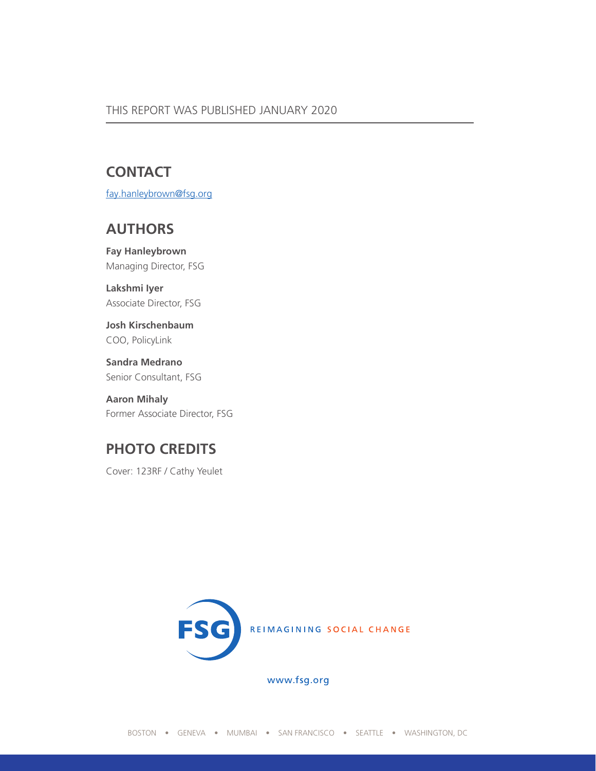THIS REPORT WAS PUBLISHED JANUARY 2020

## CONTACT

fay.hanleybrown@fsg.org

## AUTHORS

**Fay Hanleybrown**
Managing Director, FSG

**Lakshmi Iyer**
Associate Director, FSG

**Josh Kirschenbaum**
COO, PolicyLink

**Sandra Medrano**
Senior Consultant, FSG

**Aaron Mihaly**
Former Associate Director, FSG

## PHOTO CREDITS

Cover: 123RF / Cathy Yeulet

FSG REIMAGINING SOCIAL CHANGE

www.fsg.org

BOSTON • GENEVA • MUMBAI • SAN FRANCISCO • SEATTLE • WASHINGTON, DC